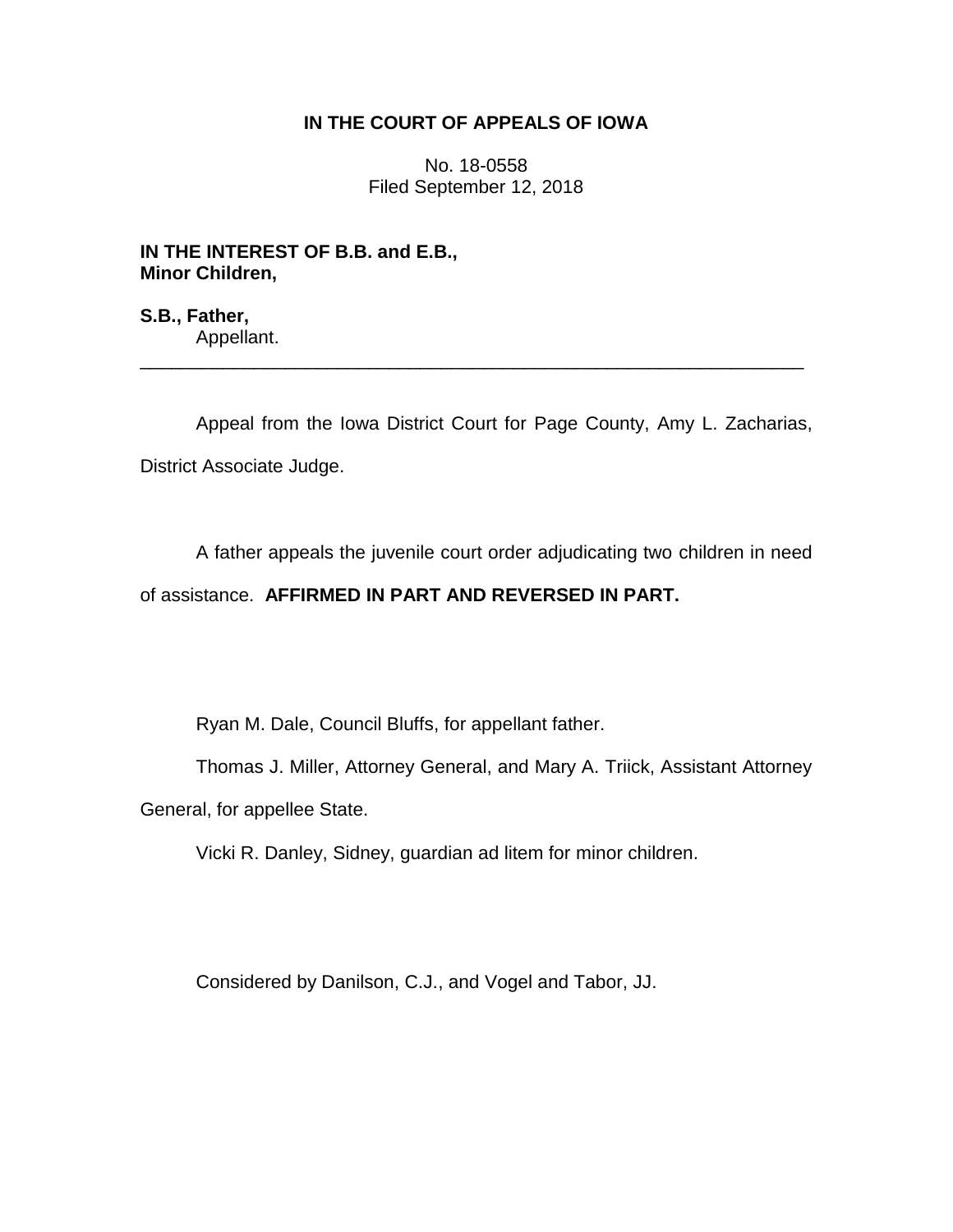**IN THE COURT OF APPEALS OF IOWA**

No. 18-0558
Filed September 12, 2018

**IN THE INTEREST OF B.B. and E.B.,**
**Minor Children,**

**S.B., Father,**
Appellant.

---

Appeal from the Iowa District Court for Page County, Amy L. Zacharias, District Associate Judge.

A father appeals the juvenile court order adjudicating two children in need of assistance. **AFFIRMED IN PART AND REVERSED IN PART.**

Ryan M. Dale, Council Bluffs, for appellant father.

Thomas J. Miller, Attorney General, and Mary A. Triick, Assistant Attorney General, for appellee State.

Vicki R. Danley, Sidney, guardian ad litem for minor children.

Considered by Danilson, C.J., and Vogel and Tabor, JJ.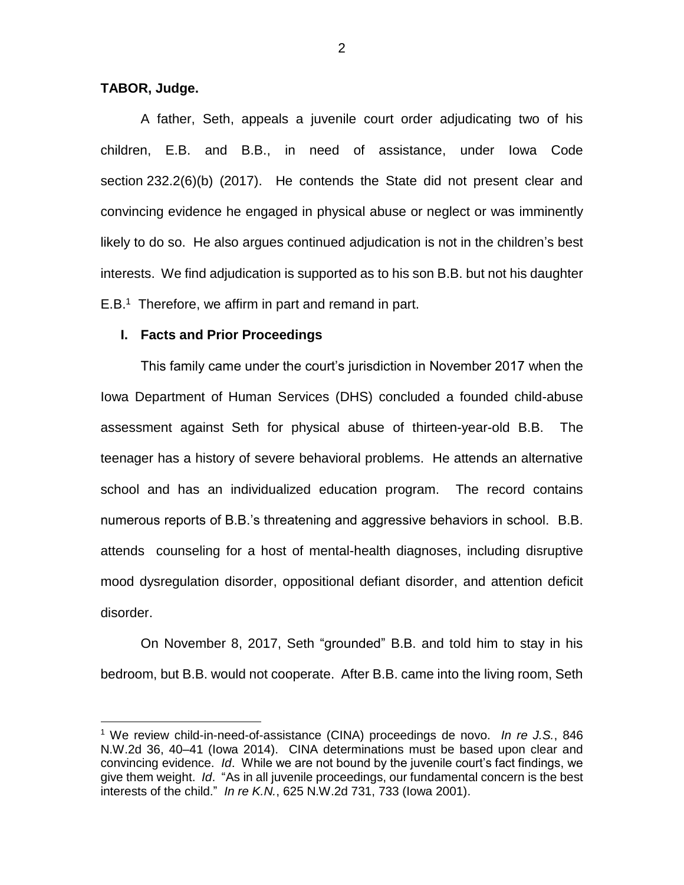**TABOR, Judge.**

A father, Seth, appeals a juvenile court order adjudicating two of his children, E.B. and B.B., in need of assistance, under Iowa Code section 232.2(6)(b) (2017). He contends the State did not present clear and convincing evidence he engaged in physical abuse or neglect or was imminently likely to do so. He also argues continued adjudication is not in the children's best interests. We find adjudication is supported as to his son B.B. but not his daughter E.B.[1] Therefore, we affirm in part and remand in part.

## I. Facts and Prior Proceedings

This family came under the court's jurisdiction in November 2017 when the Iowa Department of Human Services (DHS) concluded a founded child-abuse assessment against Seth for physical abuse of thirteen-year-old B.B. The teenager has a history of severe behavioral problems. He attends an alternative school and has an individualized education program. The record contains numerous reports of B.B.'s threatening and aggressive behaviors in school. B.B. attends counseling for a host of mental-health diagnoses, including disruptive mood dysregulation disorder, oppositional defiant disorder, and attention deficit disorder.

On November 8, 2017, Seth "grounded" B.B. and told him to stay in his bedroom, but B.B. would not cooperate. After B.B. came into the living room, Seth

---

[1] We review child-in-need-of-assistance (CINA) proceedings de novo. *In re J.S.*, 846 N.W.2d 36, 40–41 (Iowa 2014). CINA determinations must be based upon clear and convincing evidence. *Id*. While we are not bound by the juvenile court's fact findings, we give them weight. *Id*. "As in all juvenile proceedings, our fundamental concern is the best interests of the child." *In re K.N.*, 625 N.W.2d 731, 733 (Iowa 2001).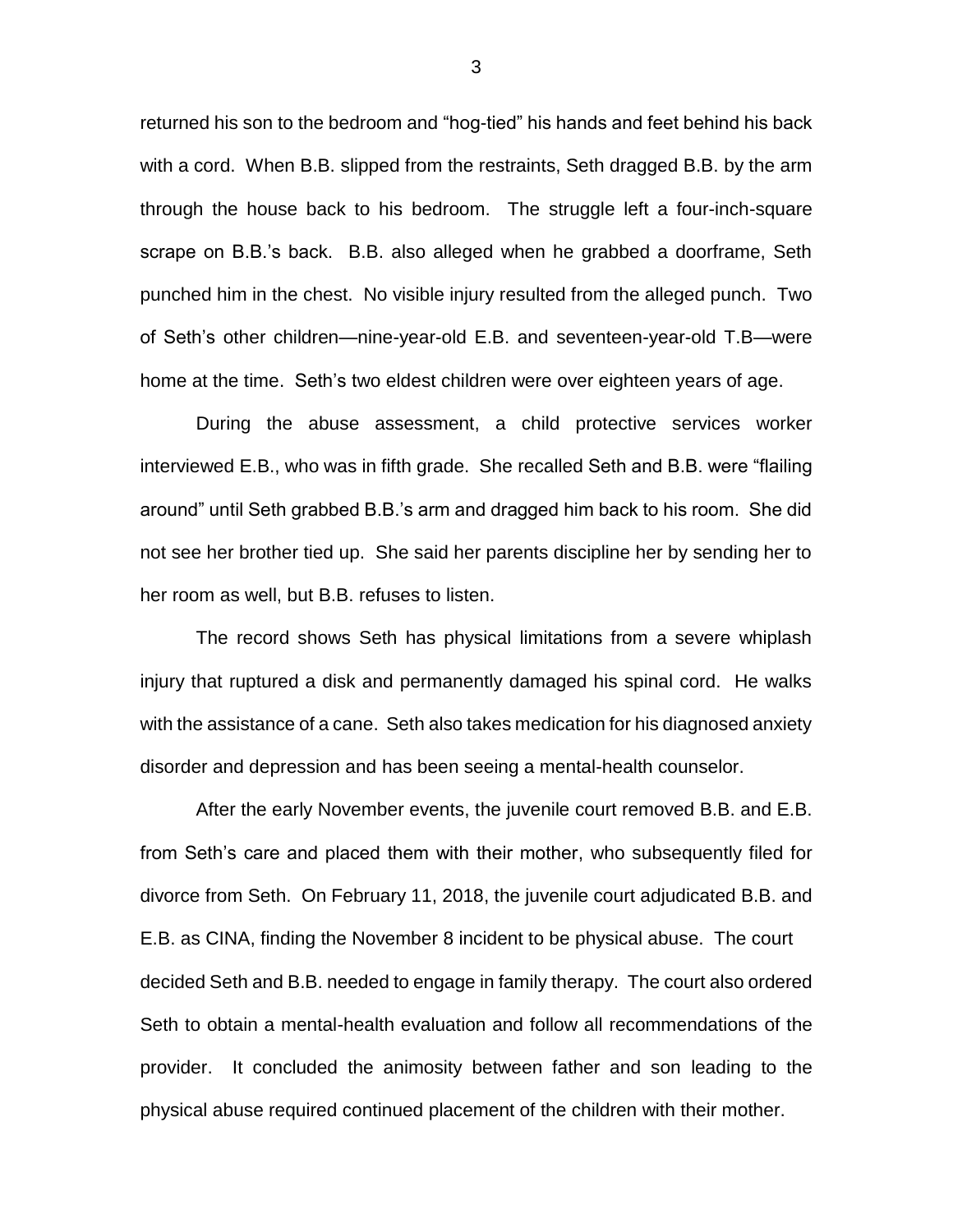returned his son to the bedroom and "hog-tied" his hands and feet behind his back with a cord. When B.B. slipped from the restraints, Seth dragged B.B. by the arm through the house back to his bedroom. The struggle left a four-inch-square scrape on B.B.'s back. B.B. also alleged when he grabbed a doorframe, Seth punched him in the chest. No visible injury resulted from the alleged punch. Two of Seth's other children—nine-year-old E.B. and seventeen-year-old T.B—were home at the time. Seth's two eldest children were over eighteen years of age.

During the abuse assessment, a child protective services worker interviewed E.B., who was in fifth grade. She recalled Seth and B.B. were "flailing around" until Seth grabbed B.B.'s arm and dragged him back to his room. She did not see her brother tied up. She said her parents discipline her by sending her to her room as well, but B.B. refuses to listen.

The record shows Seth has physical limitations from a severe whiplash injury that ruptured a disk and permanently damaged his spinal cord. He walks with the assistance of a cane. Seth also takes medication for his diagnosed anxiety disorder and depression and has been seeing a mental-health counselor.

After the early November events, the juvenile court removed B.B. and E.B. from Seth's care and placed them with their mother, who subsequently filed for divorce from Seth. On February 11, 2018, the juvenile court adjudicated B.B. and E.B. as CINA, finding the November 8 incident to be physical abuse. The court decided Seth and B.B. needed to engage in family therapy. The court also ordered Seth to obtain a mental-health evaluation and follow all recommendations of the provider. It concluded the animosity between father and son leading to the physical abuse required continued placement of the children with their mother.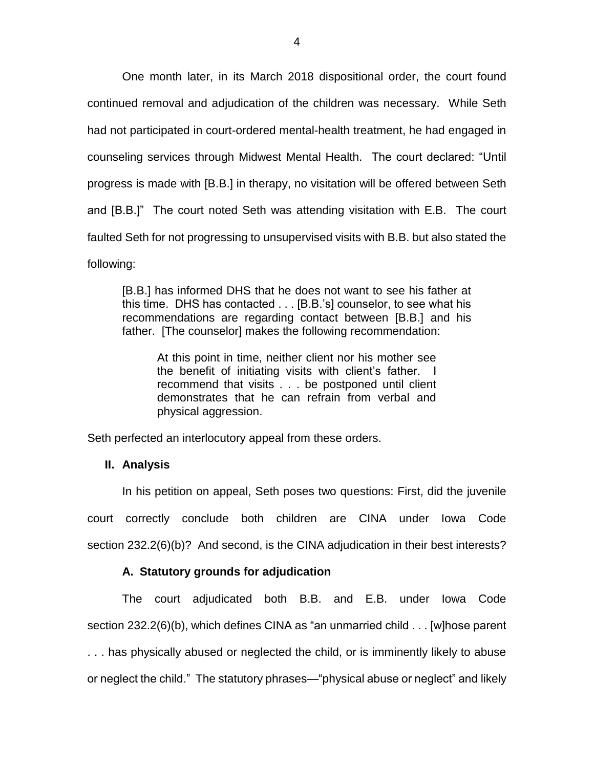One month later, in its March 2018 dispositional order, the court found continued removal and adjudication of the children was necessary. While Seth had not participated in court-ordered mental-health treatment, he had engaged in counseling services through Midwest Mental Health. The court declared: "Until progress is made with [B.B.] in therapy, no visitation will be offered between Seth and [B.B.]" The court noted Seth was attending visitation with E.B. The court faulted Seth for not progressing to unsupervised visits with B.B. but also stated the following:

> [B.B.] has informed DHS that he does not want to see his father at this time. DHS has contacted . . . [B.B.'s] counselor, to see what his recommendations are regarding contact between [B.B.] and his father. [The counselor] makes the following recommendation:
>
> > At this point in time, neither client nor his mother see the benefit of initiating visits with client's father. I recommend that visits . . . be postponed until client demonstrates that he can refrain from verbal and physical aggression.

Seth perfected an interlocutory appeal from these orders.

## II. Analysis

In his petition on appeal, Seth poses two questions: First, did the juvenile court correctly conclude both children are CINA under Iowa Code section 232.2(6)(b)? And second, is the CINA adjudication in their best interests?

### A. Statutory grounds for adjudication

The court adjudicated both B.B. and E.B. under Iowa Code section 232.2(6)(b), which defines CINA as "an unmarried child . . . [w]hose parent . . . has physically abused or neglected the child, or is imminently likely to abuse or neglect the child." The statutory phrases—"physical abuse or neglect" and likely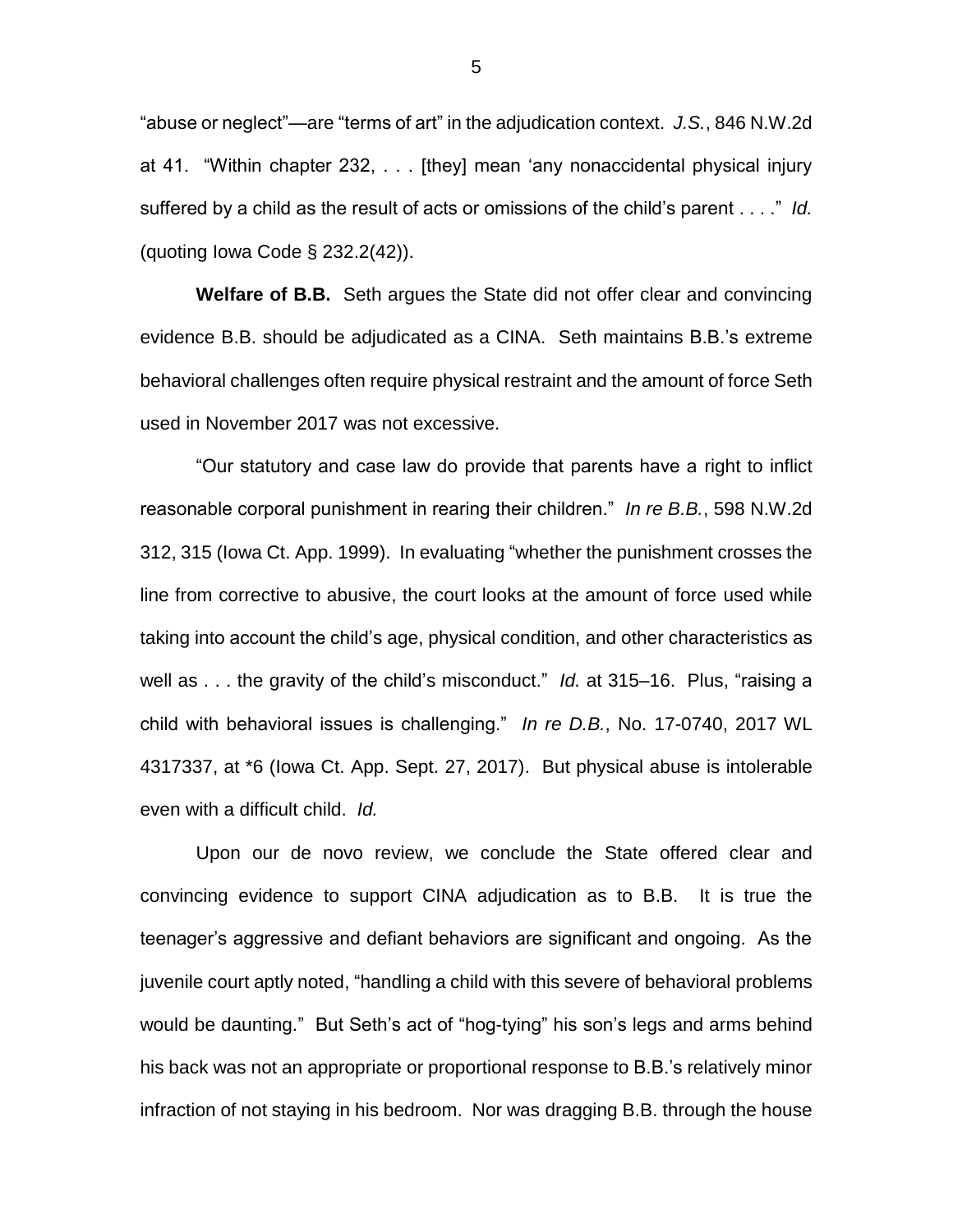"abuse or neglect"—are "terms of art" in the adjudication context. *J.S.*, 846 N.W.2d at 41. "Within chapter 232, . . . [they] mean 'any nonaccidental physical injury suffered by a child as the result of acts or omissions of the child's parent . . . .'" *Id.* (quoting Iowa Code § 232.2(42)).

**Welfare of B.B.** Seth argues the State did not offer clear and convincing evidence B.B. should be adjudicated as a CINA. Seth maintains B.B.'s extreme behavioral challenges often require physical restraint and the amount of force Seth used in November 2017 was not excessive.

"Our statutory and case law do provide that parents have a right to inflict reasonable corporal punishment in rearing their children." *In re B.B.*, 598 N.W.2d 312, 315 (Iowa Ct. App. 1999). In evaluating "whether the punishment crosses the line from corrective to abusive, the court looks at the amount of force used while taking into account the child's age, physical condition, and other characteristics as well as . . . the gravity of the child's misconduct." *Id.* at 315–16. Plus, "raising a child with behavioral issues is challenging." *In re D.B.*, No. 17-0740, 2017 WL 4317337, at *6 (Iowa Ct. App. Sept. 27, 2017). But physical abuse is intolerable even with a difficult child. *Id.*

Upon our de novo review, we conclude the State offered clear and convincing evidence to support CINA adjudication as to B.B. It is true the teenager's aggressive and defiant behaviors are significant and ongoing. As the juvenile court aptly noted, "handling a child with this severe of behavioral problems would be daunting." But Seth's act of "hog-tying" his son's legs and arms behind his back was not an appropriate or proportional response to B.B.'s relatively minor infraction of not staying in his bedroom. Nor was dragging B.B. through the house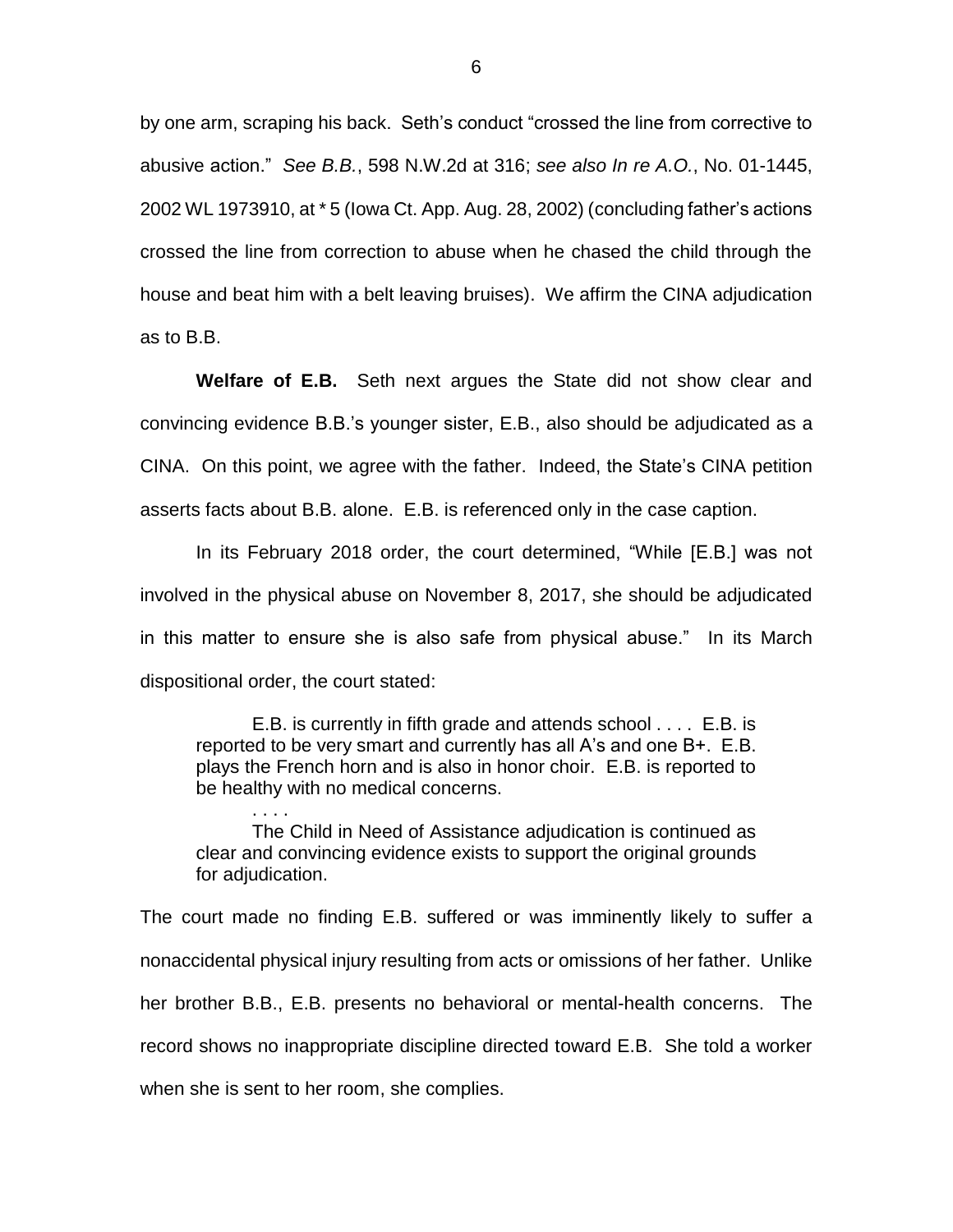by one arm, scraping his back. Seth's conduct "crossed the line from corrective to abusive action." *See B.B.*, 598 N.W.2d at 316; *see also In re A.O.*, No. 01-1445, 2002 WL 1973910, at * 5 (Iowa Ct. App. Aug. 28, 2002) (concluding father's actions crossed the line from correction to abuse when he chased the child through the house and beat him with a belt leaving bruises). We affirm the CINA adjudication as to B.B.

**Welfare of E.B.** Seth next argues the State did not show clear and convincing evidence B.B.'s younger sister, E.B., also should be adjudicated as a CINA. On this point, we agree with the father. Indeed, the State's CINA petition asserts facts about B.B. alone. E.B. is referenced only in the case caption.

In its February 2018 order, the court determined, "While [E.B.] was not involved in the physical abuse on November 8, 2017, she should be adjudicated in this matter to ensure she is also safe from physical abuse." In its March dispositional order, the court stated:

> E.B. is currently in fifth grade and attends school . . . . E.B. is reported to be very smart and currently has all A's and one B+. E.B. plays the French horn and is also in honor choir. E.B. is reported to be healthy with no medical concerns.
>
> . . . .
>
> The Child in Need of Assistance adjudication is continued as clear and convincing evidence exists to support the original grounds for adjudication.

The court made no finding E.B. suffered or was imminently likely to suffer a nonaccidental physical injury resulting from acts or omissions of her father. Unlike her brother B.B., E.B. presents no behavioral or mental-health concerns. The record shows no inappropriate discipline directed toward E.B. She told a worker when she is sent to her room, she complies.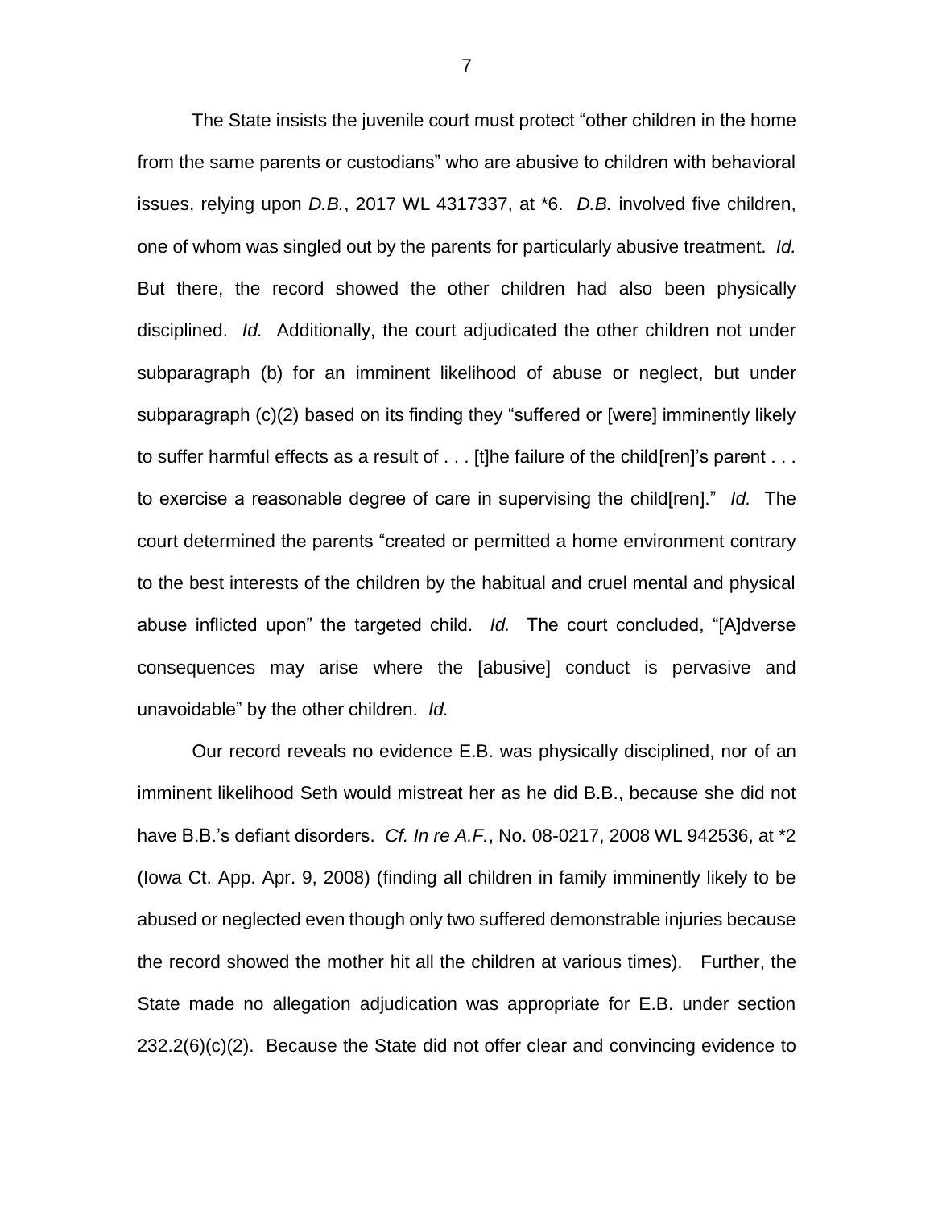The State insists the juvenile court must protect "other children in the home from the same parents or custodians" who are abusive to children with behavioral issues, relying upon *D.B.*, 2017 WL 4317337, at *6. *D.B.* involved five children, one of whom was singled out by the parents for particularly abusive treatment. *Id.* But there, the record showed the other children had also been physically disciplined. *Id.* Additionally, the court adjudicated the other children not under subparagraph (b) for an imminent likelihood of abuse or neglect, but under subparagraph (c)(2) based on its finding they "suffered or [were] imminently likely to suffer harmful effects as a result of . . . [t]he failure of the child[ren]'s parent . . . to exercise a reasonable degree of care in supervising the child[ren]." *Id.* The court determined the parents "created or permitted a home environment contrary to the best interests of the children by the habitual and cruel mental and physical abuse inflicted upon" the targeted child. *Id.* The court concluded, "[A]dverse consequences may arise where the [abusive] conduct is pervasive and unavoidable" by the other children. *Id.*

Our record reveals no evidence E.B. was physically disciplined, nor of an imminent likelihood Seth would mistreat her as he did B.B., because she did not have B.B.'s defiant disorders. *Cf. In re A.F.*, No. 08-0217, 2008 WL 942536, at *2 (Iowa Ct. App. Apr. 9, 2008) (finding all children in family imminently likely to be abused or neglected even though only two suffered demonstrable injuries because the record showed the mother hit all the children at various times). Further, the State made no allegation adjudication was appropriate for E.B. under section 232.2(6)(c)(2). Because the State did not offer clear and convincing evidence to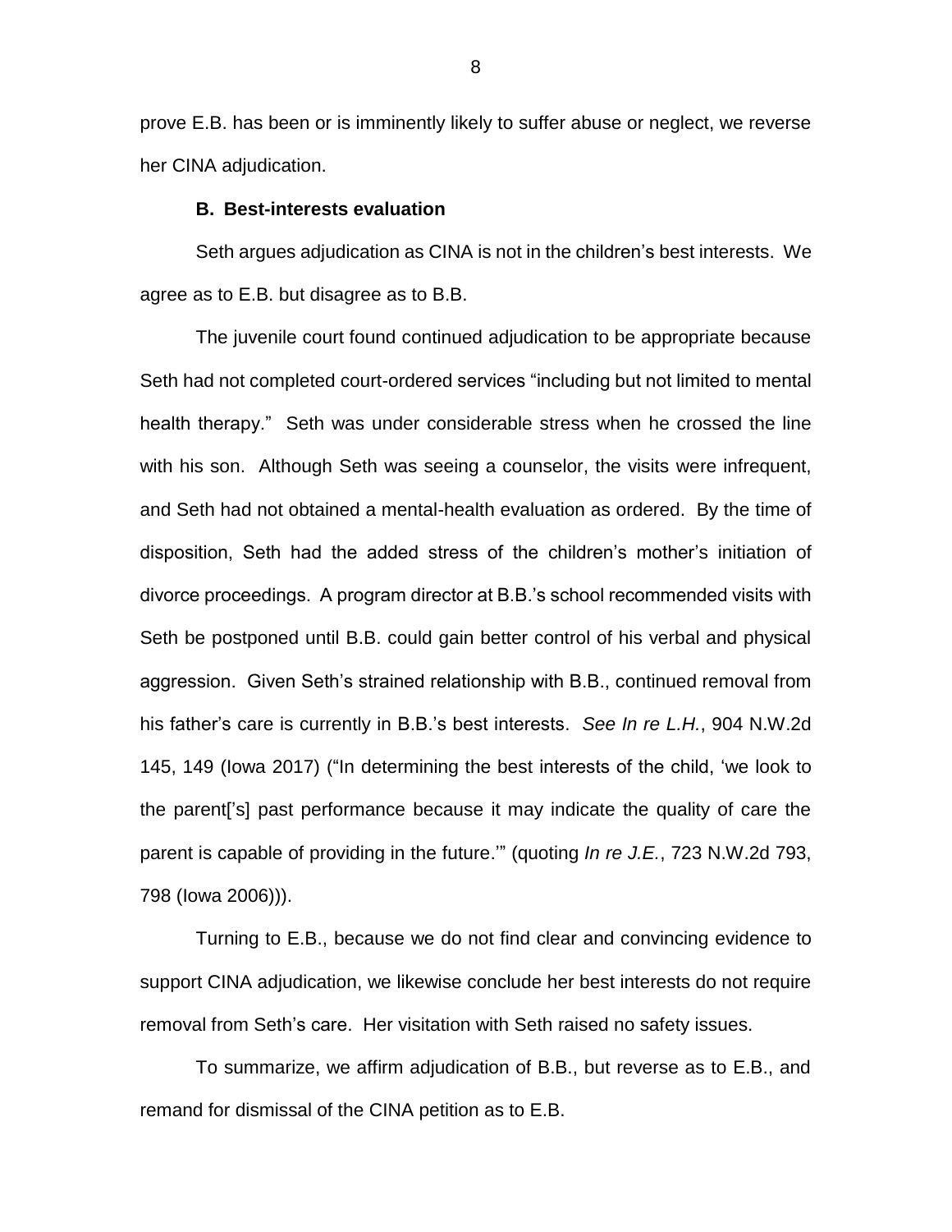prove E.B. has been or is imminently likely to suffer abuse or neglect, we reverse her CINA adjudication.

### B. Best-interests evaluation

Seth argues adjudication as CINA is not in the children's best interests. We agree as to E.B. but disagree as to B.B.

The juvenile court found continued adjudication to be appropriate because Seth had not completed court-ordered services "including but not limited to mental health therapy." Seth was under considerable stress when he crossed the line with his son. Although Seth was seeing a counselor, the visits were infrequent, and Seth had not obtained a mental-health evaluation as ordered. By the time of disposition, Seth had the added stress of the children's mother's initiation of divorce proceedings. A program director at B.B.'s school recommended visits with Seth be postponed until B.B. could gain better control of his verbal and physical aggression. Given Seth's strained relationship with B.B., continued removal from his father's care is currently in B.B.'s best interests. *See In re L.H.*, 904 N.W.2d 145, 149 (Iowa 2017) ("In determining the best interests of the child, 'we look to the parent['s] past performance because it may indicate the quality of care the parent is capable of providing in the future.'" (quoting *In re J.E.*, 723 N.W.2d 793, 798 (Iowa 2006))).

Turning to E.B., because we do not find clear and convincing evidence to support CINA adjudication, we likewise conclude her best interests do not require removal from Seth's care. Her visitation with Seth raised no safety issues.

To summarize, we affirm adjudication of B.B., but reverse as to E.B., and remand for dismissal of the CINA petition as to E.B.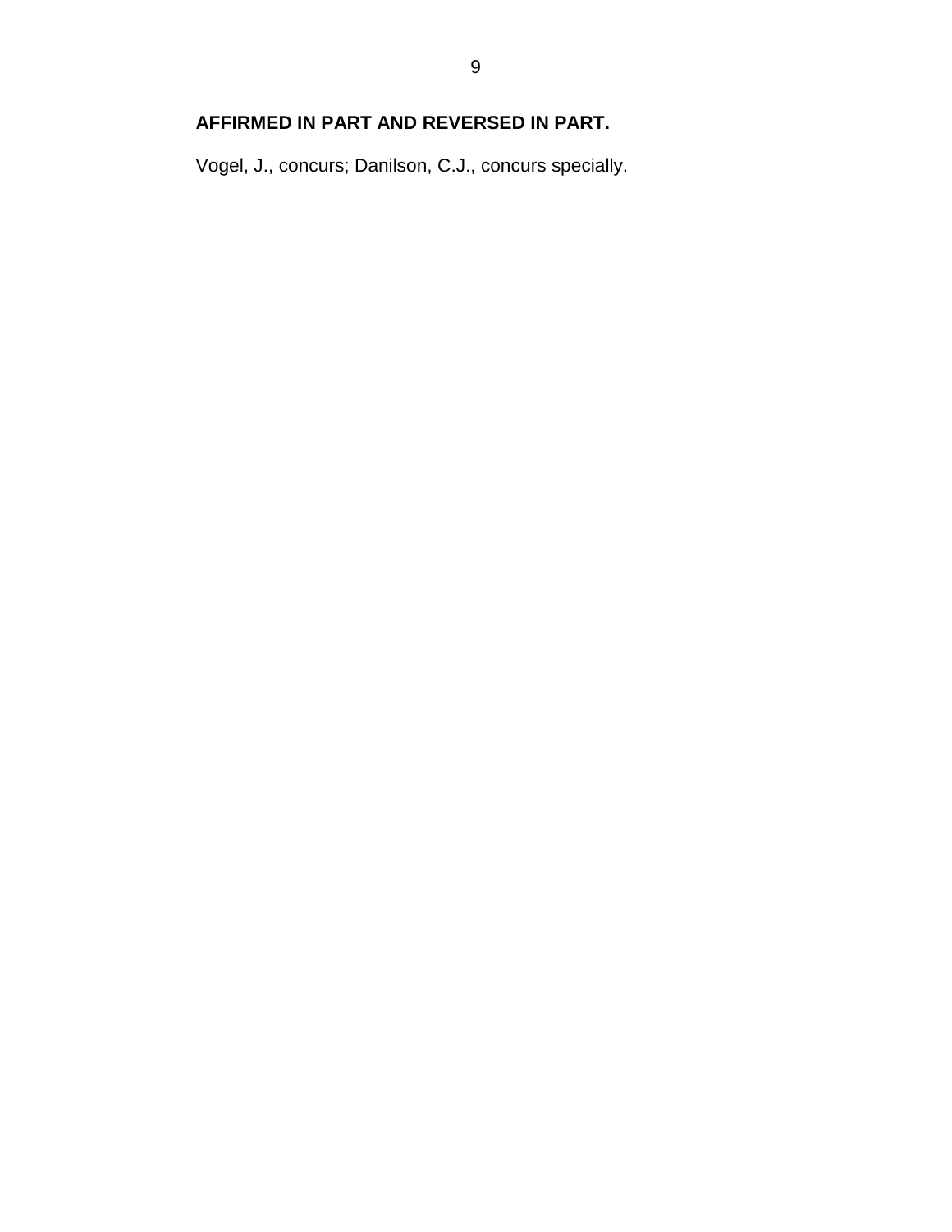**AFFIRMED IN PART AND REVERSED IN PART.**

Vogel, J., concurs; Danilson, C.J., concurs specially.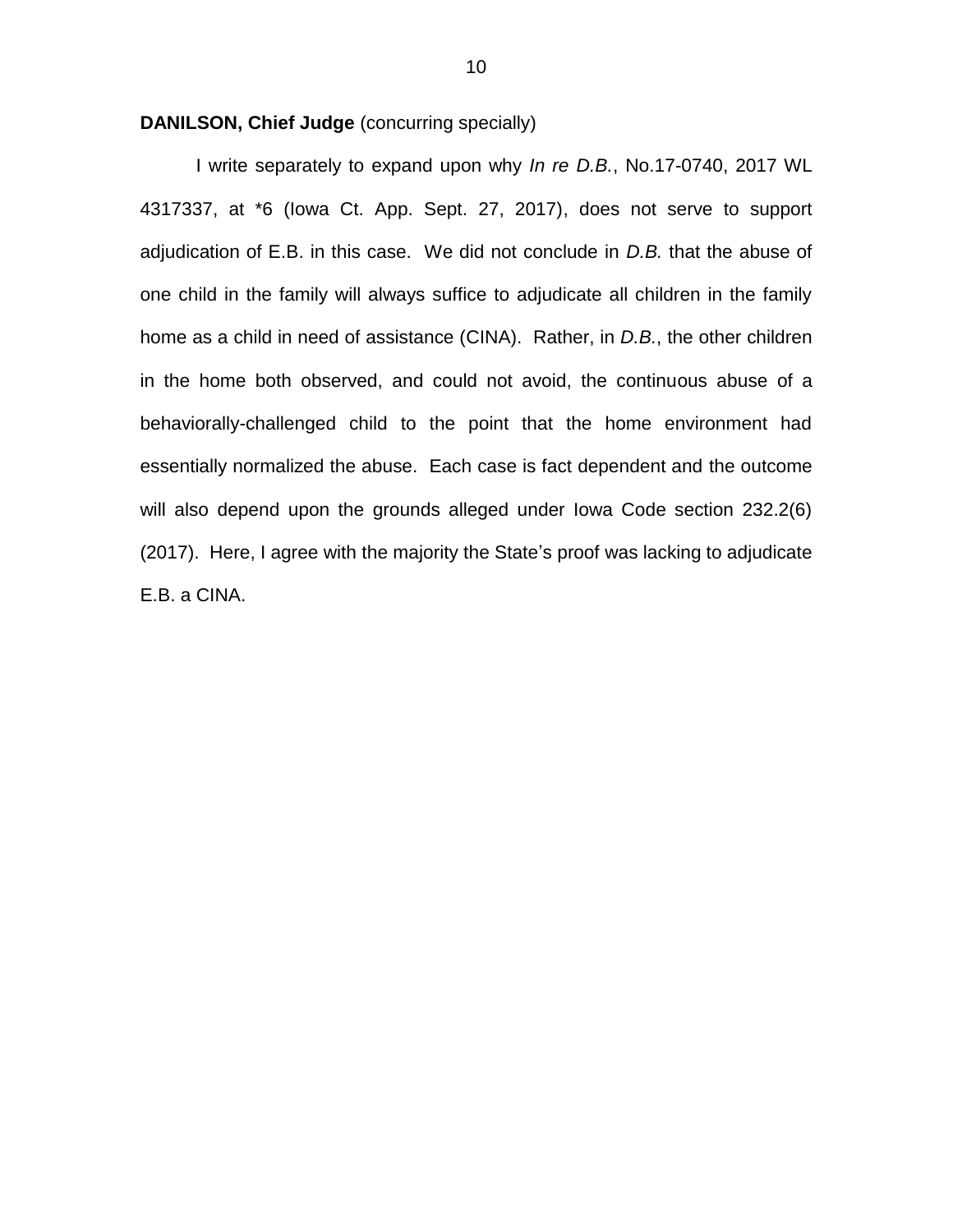**DANILSON, Chief Judge** (concurring specially)

I write separately to expand upon why *In re D.B.*, No.17-0740, 2017 WL 4317337, at *6 (Iowa Ct. App. Sept. 27, 2017), does not serve to support adjudication of E.B. in this case. We did not conclude in *D.B.* that the abuse of one child in the family will always suffice to adjudicate all children in the family home as a child in need of assistance (CINA). Rather, in *D.B.*, the other children in the home both observed, and could not avoid, the continuous abuse of a behaviorally-challenged child to the point that the home environment had essentially normalized the abuse. Each case is fact dependent and the outcome will also depend upon the grounds alleged under Iowa Code section 232.2(6) (2017). Here, I agree with the majority the State's proof was lacking to adjudicate E.B. a CINA.